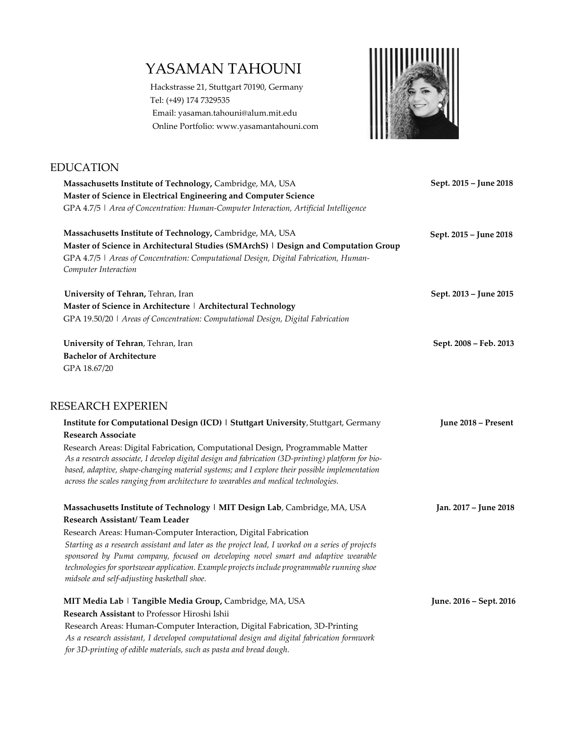# YASAMAN TAHOUNI

Hackstrasse 21, Stuttgart 70190, Germany
Tel: (+49) 174 7329535
Email: yasaman.tahouni@alum.mit.edu
Online Portfolio: www.yasamantahouni.com

## EDUCATION

**Massachusetts Institute of Technology,** Cambridge, MA, USA — **Sept. 2015 – June 2018**
**Master of Science in Electrical Engineering and Computer Science**
GPA 4.7/5 | *Area of Concentration: Human-Computer Interaction, Artificial Intelligence*

**Massachusetts Institute of Technology,** Cambridge, MA, USA — **Sept. 2015 – June 2018**
**Master of Science in Architectural Studies (SMArchS) | Design and Computation Group**
GPA 4.7/5 | *Areas of Concentration: Computational Design, Digital Fabrication, Human-Computer Interaction*

**University of Tehran,** Tehran, Iran — **Sept. 2013 – June 2015**
**Master of Science in Architecture | Architectural Technology**
GPA 19.50/20 | *Areas of Concentration: Computational Design, Digital Fabrication*

**University of Tehran**, Tehran, Iran — **Sept. 2008 – Feb. 2013**
**Bachelor of Architecture**
GPA 18.67/20

## RESEARCH EXPERIEN

**Institute for Computational Design (ICD) | Stuttgart University**, Stuttgart, Germany — **June 2018 – Present**
**Research Associate**
Research Areas: Digital Fabrication, Computational Design, Programmable Matter
*As a research associate, I develop digital design and fabrication (3D-printing) platform for bio-based, adaptive, shape-changing material systems; and I explore their possible implementation across the scales ranging from architecture to wearables and medical technologies.*

**Massachusetts Institute of Technology | MIT Design Lab**, Cambridge, MA, USA — **Jan. 2017 – June 2018**
**Research Assistant/ Team Leader**
Research Areas: Human-Computer Interaction, Digital Fabrication
*Starting as a research assistant and later as the project lead, I worked on a series of projects sponsored by Puma company, focused on developing novel smart and adaptive wearable technologies for sportswear application. Example projects include programmable running shoe midsole and self-adjusting basketball shoe.*

**MIT Media Lab | Tangible Media Group,** Cambridge, MA, USA — **June. 2016 – Sept. 2016**
**Research Assistant** to Professor Hiroshi Ishii
Research Areas: Human-Computer Interaction, Digital Fabrication, 3D-Printing
*As a research assistant, I developed computational design and digital fabrication formwork for 3D-printing of edible materials, such as pasta and bread dough.*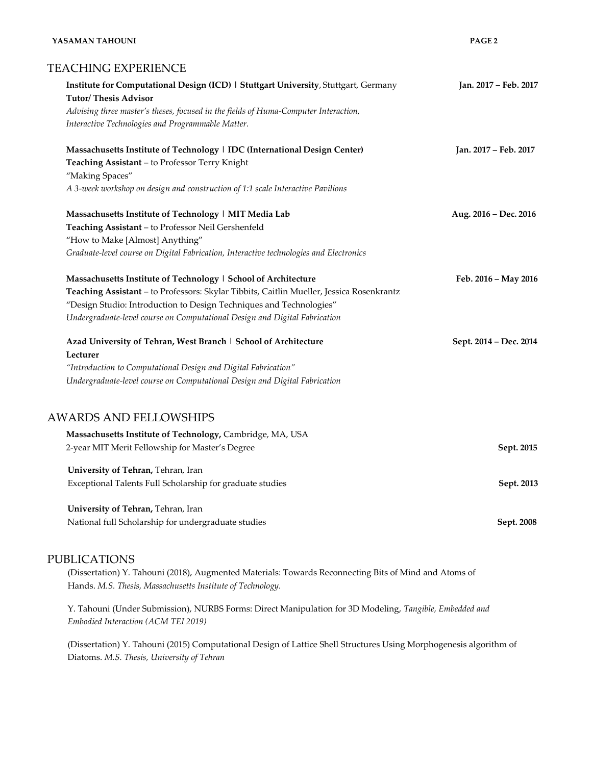## TEACHING EXPERIENCE

**Institute for Computational Design (ICD) | Stuttgart University**, Stuttgart, Germany **Jan. 2017 – Feb. 2017**
**Tutor/ Thesis Advisor**
*Advising three master's theses, focused in the fields of Huma-Computer Interaction, Interactive Technologies and Programmable Matter.*

**Massachusetts Institute of Technology | IDC (International Design Center)** **Jan. 2017 – Feb. 2017**
**Teaching Assistant** – to Professor Terry Knight
"Making Spaces"
*A 3-week workshop on design and construction of 1:1 scale Interactive Pavilions*

**Massachusetts Institute of Technology | MIT Media Lab** **Aug. 2016 – Dec. 2016**
**Teaching Assistant** – to Professor Neil Gershenfeld
"How to Make [Almost] Anything"
*Graduate-level course on Digital Fabrication, Interactive technologies and Electronics*

**Massachusetts Institute of Technology | School of Architecture** **Feb. 2016 – May 2016**
**Teaching Assistant** – to Professors: Skylar Tibbits, Caitlin Mueller, Jessica Rosenkrantz
"Design Studio: Introduction to Design Techniques and Technologies"
*Undergraduate-level course on Computational Design and Digital Fabrication*

**Azad University of Tehran, West Branch | School of Architecture** **Sept. 2014 – Dec. 2014**
**Lecturer**
*"Introduction to Computational Design and Digital Fabrication"*
*Undergraduate-level course on Computational Design and Digital Fabrication*

## AWARDS AND FELLOWSHIPS

**Massachusetts Institute of Technology,** Cambridge, MA, USA
2-year MIT Merit Fellowship for Master's Degree **Sept. 2015**

**University of Tehran,** Tehran, Iran
Exceptional Talents Full Scholarship for graduate studies **Sept. 2013**

**University of Tehran,** Tehran, Iran
National full Scholarship for undergraduate studies **Sept. 2008**

## PUBLICATIONS

(Dissertation) Y. Tahouni (2018), Augmented Materials: Towards Reconnecting Bits of Mind and Atoms of Hands. *M.S. Thesis, Massachusetts Institute of Technology.*

Y. Tahouni (Under Submission), NURBS Forms: Direct Manipulation for 3D Modeling, *Tangible, Embedded and Embodied Interaction (ACM TEI 2019)*

(Dissertation) Y. Tahouni (2015) Computational Design of Lattice Shell Structures Using Morphogenesis algorithm of Diatoms. *M.S. Thesis, University of Tehran*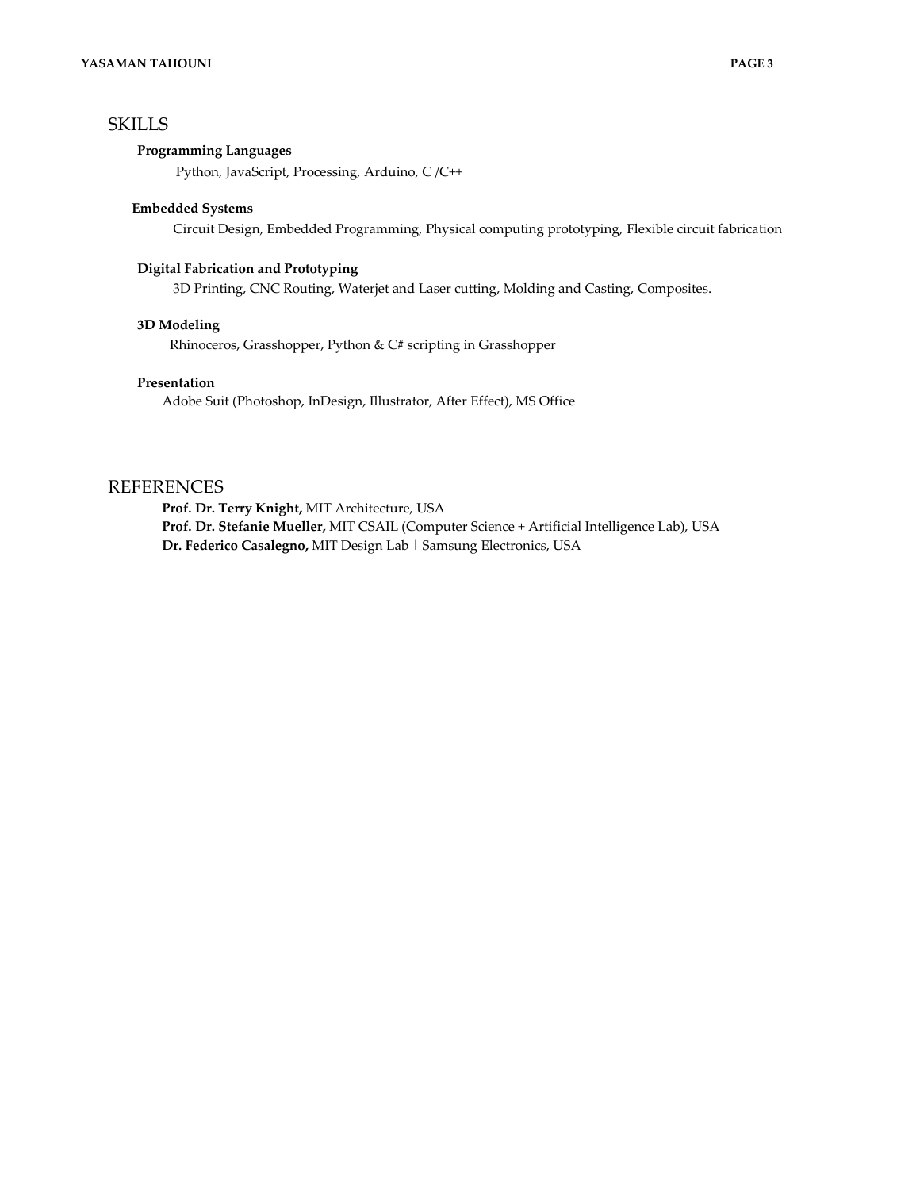## SKILLS

**Programming Languages**

Python, JavaScript, Processing, Arduino, C /C++

**Embedded Systems**

Circuit Design, Embedded Programming, Physical computing prototyping, Flexible circuit fabrication

**Digital Fabrication and Prototyping**

3D Printing, CNC Routing, Waterjet and Laser cutting, Molding and Casting, Composites.

**3D Modeling**

Rhinoceros, Grasshopper, Python & C# scripting in Grasshopper

**Presentation**

Adobe Suit (Photoshop, InDesign, Illustrator, After Effect), MS Office

## REFERENCES

**Prof. Dr. Terry Knight,** MIT Architecture, USA
**Prof. Dr. Stefanie Mueller,** MIT CSAIL (Computer Science + Artificial Intelligence Lab), USA
**Dr. Federico Casalegno,** MIT Design Lab | Samsung Electronics, USA